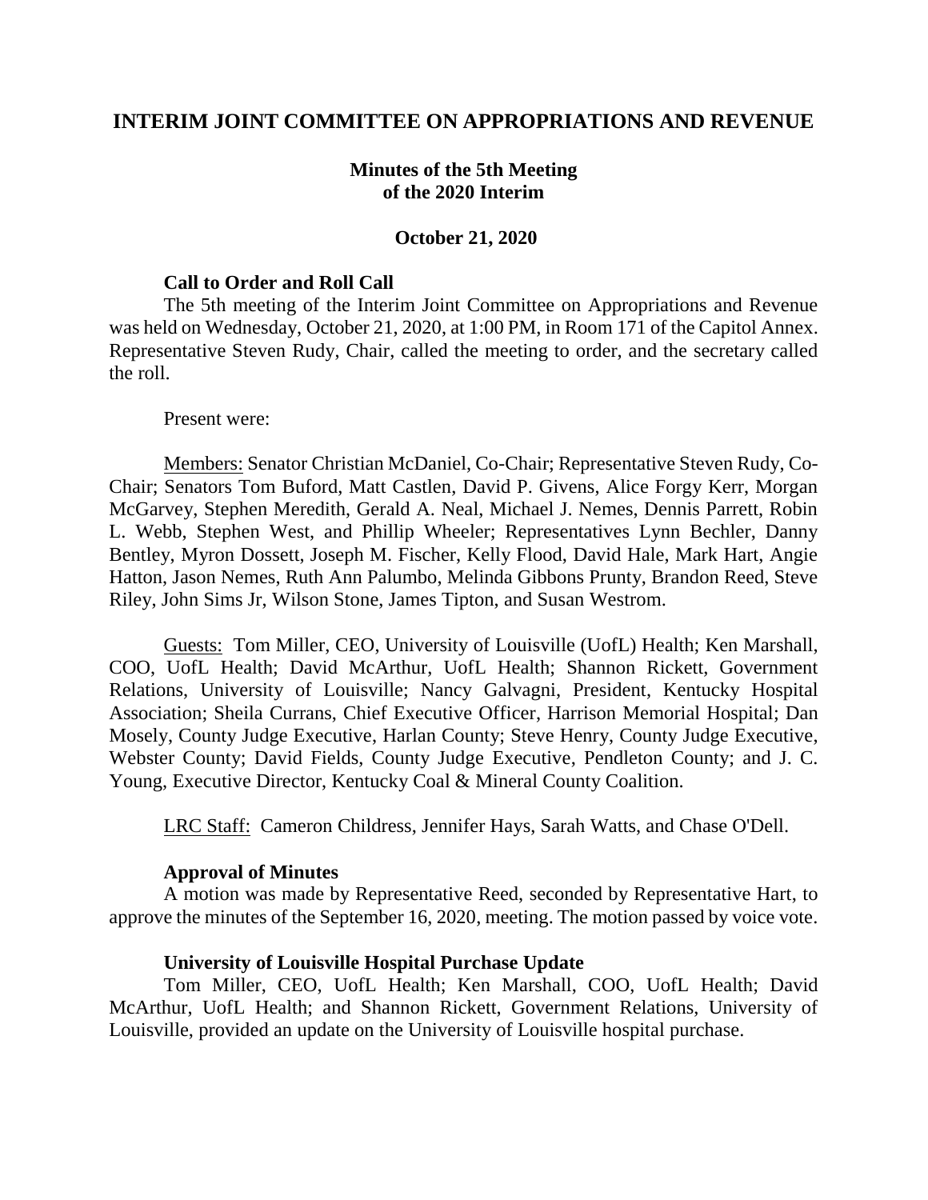# INTERIM JOINT COMMITTEE ON APPROPRIATIONS AND REVENUE

## Minutes of the 5th Meeting of the 2020 Interim

### October 21, 2020

**Call to Order and Roll Call**

The 5th meeting of the Interim Joint Committee on Appropriations and Revenue was held on Wednesday, October 21, 2020, at 1:00 PM, in Room 171 of the Capitol Annex. Representative Steven Rudy, Chair, called the meeting to order, and the secretary called the roll.

Present were:

Members: Senator Christian McDaniel, Co-Chair; Representative Steven Rudy, Co-Chair; Senators Tom Buford, Matt Castlen, David P. Givens, Alice Forgy Kerr, Morgan McGarvey, Stephen Meredith, Gerald A. Neal, Michael J. Nemes, Dennis Parrett, Robin L. Webb, Stephen West, and Phillip Wheeler; Representatives Lynn Bechler, Danny Bentley, Myron Dossett, Joseph M. Fischer, Kelly Flood, David Hale, Mark Hart, Angie Hatton, Jason Nemes, Ruth Ann Palumbo, Melinda Gibbons Prunty, Brandon Reed, Steve Riley, John Sims Jr, Wilson Stone, James Tipton, and Susan Westrom.

Guests: Tom Miller, CEO, University of Louisville (UofL) Health; Ken Marshall, COO, UofL Health; David McArthur, UofL Health; Shannon Rickett, Government Relations, University of Louisville; Nancy Galvagni, President, Kentucky Hospital Association; Sheila Currans, Chief Executive Officer, Harrison Memorial Hospital; Dan Mosely, County Judge Executive, Harlan County; Steve Henry, County Judge Executive, Webster County; David Fields, County Judge Executive, Pendleton County; and J. C. Young, Executive Director, Kentucky Coal & Mineral County Coalition.

LRC Staff: Cameron Childress, Jennifer Hays, Sarah Watts, and Chase O'Dell.

**Approval of Minutes**

A motion was made by Representative Reed, seconded by Representative Hart, to approve the minutes of the September 16, 2020, meeting. The motion passed by voice vote.

**University of Louisville Hospital Purchase Update**

Tom Miller, CEO, UofL Health; Ken Marshall, COO, UofL Health; David McArthur, UofL Health; and Shannon Rickett, Government Relations, University of Louisville, provided an update on the University of Louisville hospital purchase.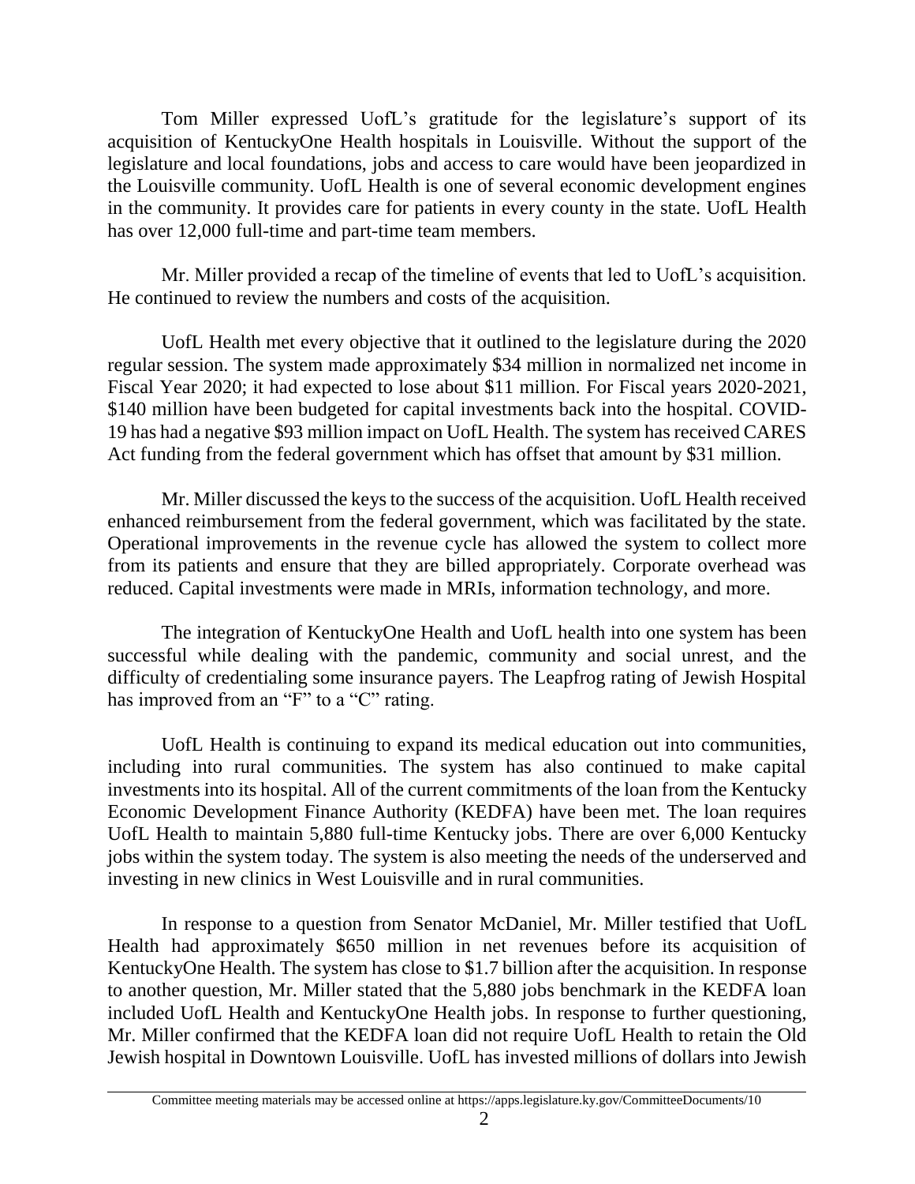Tom Miller expressed UofL's gratitude for the legislature's support of its acquisition of KentuckyOne Health hospitals in Louisville. Without the support of the legislature and local foundations, jobs and access to care would have been jeopardized in the Louisville community. UofL Health is one of several economic development engines in the community. It provides care for patients in every county in the state. UofL Health has over 12,000 full-time and part-time team members.

Mr. Miller provided a recap of the timeline of events that led to UofL's acquisition. He continued to review the numbers and costs of the acquisition.

UofL Health met every objective that it outlined to the legislature during the 2020 regular session. The system made approximately $34 million in normalized net income in Fiscal Year 2020; it had expected to lose about $11 million. For Fiscal years 2020-2021, $140 million have been budgeted for capital investments back into the hospital. COVID-19 has had a negative $93 million impact on UofL Health. The system has received CARES Act funding from the federal government which has offset that amount by $31 million.

Mr. Miller discussed the keys to the success of the acquisition. UofL Health received enhanced reimbursement from the federal government, which was facilitated by the state. Operational improvements in the revenue cycle has allowed the system to collect more from its patients and ensure that they are billed appropriately. Corporate overhead was reduced. Capital investments were made in MRIs, information technology, and more.

The integration of KentuckyOne Health and UofL health into one system has been successful while dealing with the pandemic, community and social unrest, and the difficulty of credentialing some insurance payers. The Leapfrog rating of Jewish Hospital has improved from an "F" to a "C" rating.

UofL Health is continuing to expand its medical education out into communities, including into rural communities. The system has also continued to make capital investments into its hospital. All of the current commitments of the loan from the Kentucky Economic Development Finance Authority (KEDFA) have been met. The loan requires UofL Health to maintain 5,880 full-time Kentucky jobs. There are over 6,000 Kentucky jobs within the system today. The system is also meeting the needs of the underserved and investing in new clinics in West Louisville and in rural communities.

In response to a question from Senator McDaniel, Mr. Miller testified that UofL Health had approximately $650 million in net revenues before its acquisition of KentuckyOne Health. The system has close to $1.7 billion after the acquisition. In response to another question, Mr. Miller stated that the 5,880 jobs benchmark in the KEDFA loan included UofL Health and KentuckyOne Health jobs. In response to further questioning, Mr. Miller confirmed that the KEDFA loan did not require UofL Health to retain the Old Jewish hospital in Downtown Louisville. UofL has invested millions of dollars into Jewish

Committee meeting materials may be accessed online at https://apps.legislature.ky.gov/CommitteeDocuments/10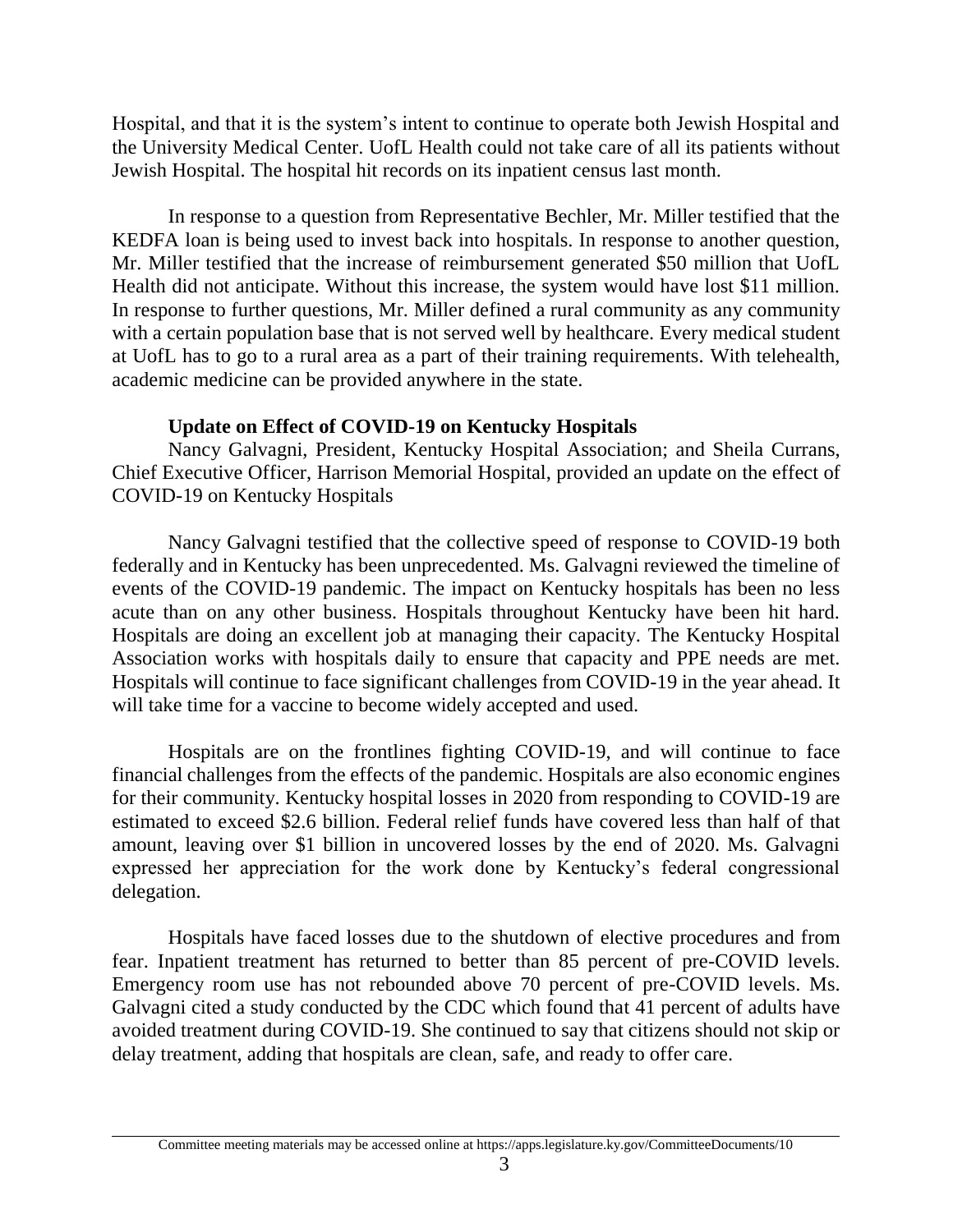Hospital, and that it is the system's intent to continue to operate both Jewish Hospital and the University Medical Center. UofL Health could not take care of all its patients without Jewish Hospital. The hospital hit records on its inpatient census last month.

In response to a question from Representative Bechler, Mr. Miller testified that the KEDFA loan is being used to invest back into hospitals. In response to another question, Mr. Miller testified that the increase of reimbursement generated $50 million that UofL Health did not anticipate. Without this increase, the system would have lost $11 million. In response to further questions, Mr. Miller defined a rural community as any community with a certain population base that is not served well by healthcare. Every medical student at UofL has to go to a rural area as a part of their training requirements. With telehealth, academic medicine can be provided anywhere in the state.

**Update on Effect of COVID-19 on Kentucky Hospitals**

Nancy Galvagni, President, Kentucky Hospital Association; and Sheila Currans, Chief Executive Officer, Harrison Memorial Hospital, provided an update on the effect of COVID-19 on Kentucky Hospitals

Nancy Galvagni testified that the collective speed of response to COVID-19 both federally and in Kentucky has been unprecedented. Ms. Galvagni reviewed the timeline of events of the COVID-19 pandemic. The impact on Kentucky hospitals has been no less acute than on any other business. Hospitals throughout Kentucky have been hit hard. Hospitals are doing an excellent job at managing their capacity. The Kentucky Hospital Association works with hospitals daily to ensure that capacity and PPE needs are met. Hospitals will continue to face significant challenges from COVID-19 in the year ahead. It will take time for a vaccine to become widely accepted and used.

Hospitals are on the frontlines fighting COVID-19, and will continue to face financial challenges from the effects of the pandemic. Hospitals are also economic engines for their community. Kentucky hospital losses in 2020 from responding to COVID-19 are estimated to exceed $2.6 billion. Federal relief funds have covered less than half of that amount, leaving over $1 billion in uncovered losses by the end of 2020. Ms. Galvagni expressed her appreciation for the work done by Kentucky's federal congressional delegation.

Hospitals have faced losses due to the shutdown of elective procedures and from fear. Inpatient treatment has returned to better than 85 percent of pre-COVID levels. Emergency room use has not rebounded above 70 percent of pre-COVID levels. Ms. Galvagni cited a study conducted by the CDC which found that 41 percent of adults have avoided treatment during COVID-19. She continued to say that citizens should not skip or delay treatment, adding that hospitals are clean, safe, and ready to offer care.

Committee meeting materials may be accessed online at https://apps.legislature.ky.gov/CommitteeDocuments/10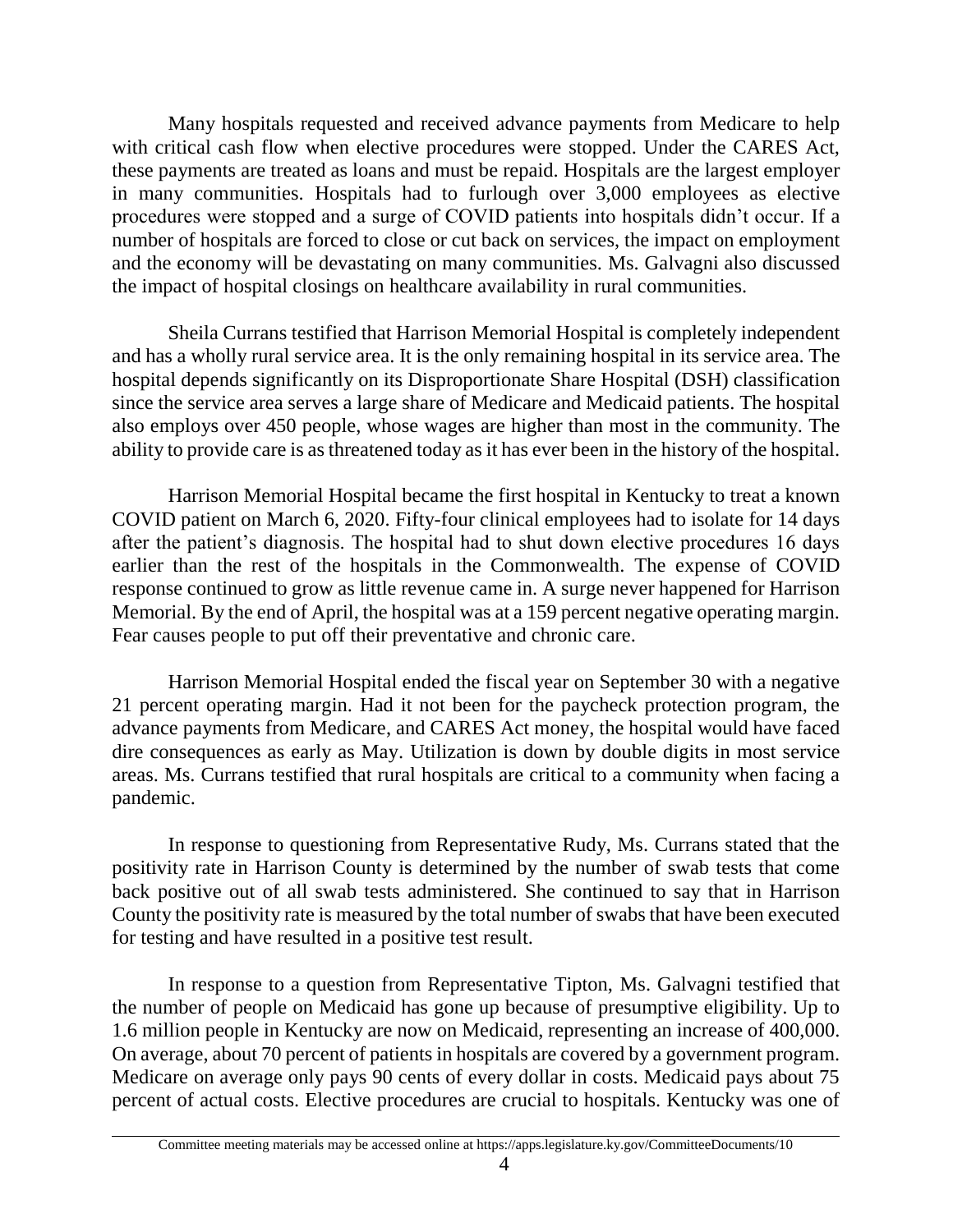Many hospitals requested and received advance payments from Medicare to help with critical cash flow when elective procedures were stopped. Under the CARES Act, these payments are treated as loans and must be repaid. Hospitals are the largest employer in many communities. Hospitals had to furlough over 3,000 employees as elective procedures were stopped and a surge of COVID patients into hospitals didn't occur. If a number of hospitals are forced to close or cut back on services, the impact on employment and the economy will be devastating on many communities. Ms. Galvagni also discussed the impact of hospital closings on healthcare availability in rural communities.

Sheila Currans testified that Harrison Memorial Hospital is completely independent and has a wholly rural service area. It is the only remaining hospital in its service area. The hospital depends significantly on its Disproportionate Share Hospital (DSH) classification since the service area serves a large share of Medicare and Medicaid patients. The hospital also employs over 450 people, whose wages are higher than most in the community. The ability to provide care is as threatened today as it has ever been in the history of the hospital.

Harrison Memorial Hospital became the first hospital in Kentucky to treat a known COVID patient on March 6, 2020. Fifty-four clinical employees had to isolate for 14 days after the patient's diagnosis. The hospital had to shut down elective procedures 16 days earlier than the rest of the hospitals in the Commonwealth. The expense of COVID response continued to grow as little revenue came in. A surge never happened for Harrison Memorial. By the end of April, the hospital was at a 159 percent negative operating margin. Fear causes people to put off their preventative and chronic care.

Harrison Memorial Hospital ended the fiscal year on September 30 with a negative 21 percent operating margin. Had it not been for the paycheck protection program, the advance payments from Medicare, and CARES Act money, the hospital would have faced dire consequences as early as May. Utilization is down by double digits in most service areas. Ms. Currans testified that rural hospitals are critical to a community when facing a pandemic.

In response to questioning from Representative Rudy, Ms. Currans stated that the positivity rate in Harrison County is determined by the number of swab tests that come back positive out of all swab tests administered. She continued to say that in Harrison County the positivity rate is measured by the total number of swabs that have been executed for testing and have resulted in a positive test result.

In response to a question from Representative Tipton, Ms. Galvagni testified that the number of people on Medicaid has gone up because of presumptive eligibility. Up to 1.6 million people in Kentucky are now on Medicaid, representing an increase of 400,000. On average, about 70 percent of patients in hospitals are covered by a government program. Medicare on average only pays 90 cents of every dollar in costs. Medicaid pays about 75 percent of actual costs. Elective procedures are crucial to hospitals. Kentucky was one of

Committee meeting materials may be accessed online at https://apps.legislature.ky.gov/CommitteeDocuments/10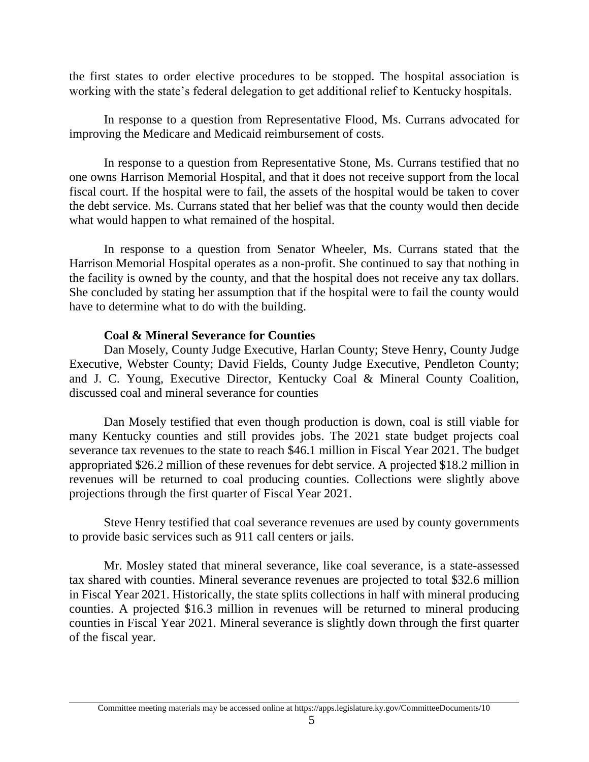the first states to order elective procedures to be stopped. The hospital association is working with the state's federal delegation to get additional relief to Kentucky hospitals.

In response to a question from Representative Flood, Ms. Currans advocated for improving the Medicare and Medicaid reimbursement of costs.

In response to a question from Representative Stone, Ms. Currans testified that no one owns Harrison Memorial Hospital, and that it does not receive support from the local fiscal court. If the hospital were to fail, the assets of the hospital would be taken to cover the debt service. Ms. Currans stated that her belief was that the county would then decide what would happen to what remained of the hospital.

In response to a question from Senator Wheeler, Ms. Currans stated that the Harrison Memorial Hospital operates as a non-profit. She continued to say that nothing in the facility is owned by the county, and that the hospital does not receive any tax dollars. She concluded by stating her assumption that if the hospital were to fail the county would have to determine what to do with the building.

**Coal & Mineral Severance for Counties**

Dan Mosely, County Judge Executive, Harlan County; Steve Henry, County Judge Executive, Webster County; David Fields, County Judge Executive, Pendleton County; and J. C. Young, Executive Director, Kentucky Coal & Mineral County Coalition, discussed coal and mineral severance for counties

Dan Mosely testified that even though production is down, coal is still viable for many Kentucky counties and still provides jobs. The 2021 state budget projects coal severance tax revenues to the state to reach $46.1 million in Fiscal Year 2021. The budget appropriated $26.2 million of these revenues for debt service. A projected $18.2 million in revenues will be returned to coal producing counties. Collections were slightly above projections through the first quarter of Fiscal Year 2021.

Steve Henry testified that coal severance revenues are used by county governments to provide basic services such as 911 call centers or jails.

Mr. Mosley stated that mineral severance, like coal severance, is a state-assessed tax shared with counties. Mineral severance revenues are projected to total $32.6 million in Fiscal Year 2021. Historically, the state splits collections in half with mineral producing counties. A projected $16.3 million in revenues will be returned to mineral producing counties in Fiscal Year 2021. Mineral severance is slightly down through the first quarter of the fiscal year.

Committee meeting materials may be accessed online at https://apps.legislature.ky.gov/CommitteeDocuments/10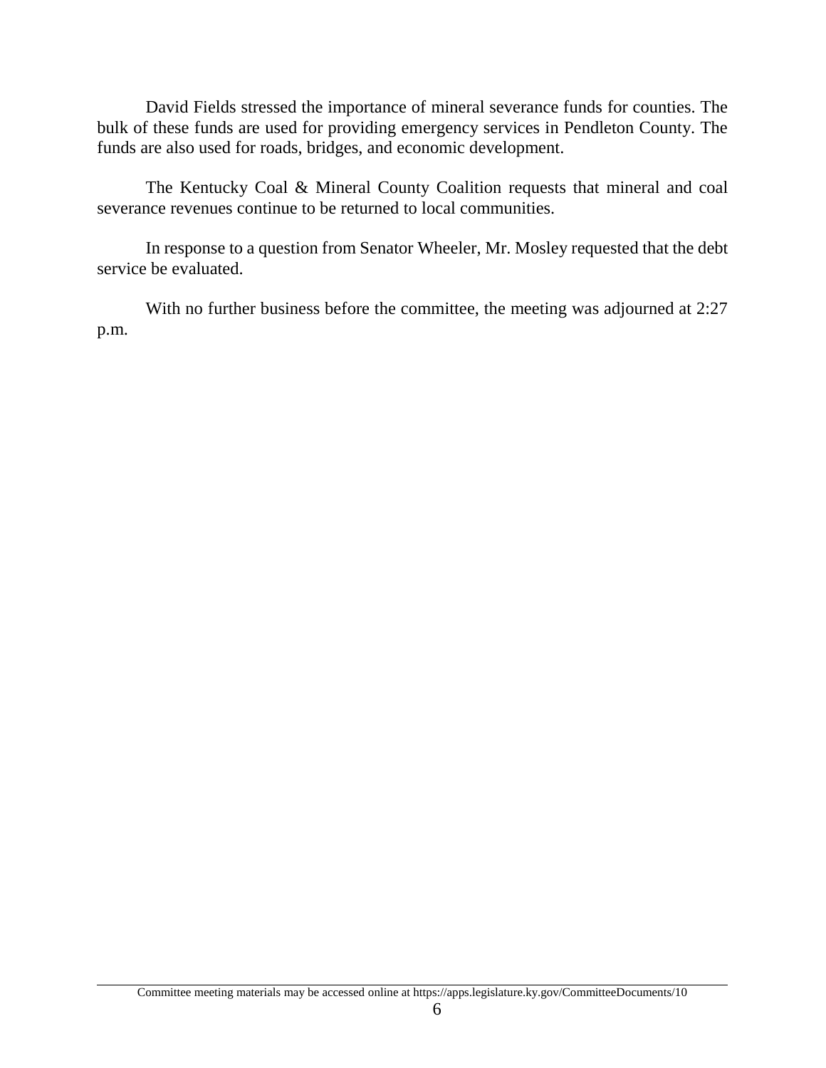David Fields stressed the importance of mineral severance funds for counties. The bulk of these funds are used for providing emergency services in Pendleton County. The funds are also used for roads, bridges, and economic development.

The Kentucky Coal & Mineral County Coalition requests that mineral and coal severance revenues continue to be returned to local communities.

In response to a question from Senator Wheeler, Mr. Mosley requested that the debt service be evaluated.

With no further business before the committee, the meeting was adjourned at 2:27 p.m.

Committee meeting materials may be accessed online at https://apps.legislature.ky.gov/CommitteeDocuments/10